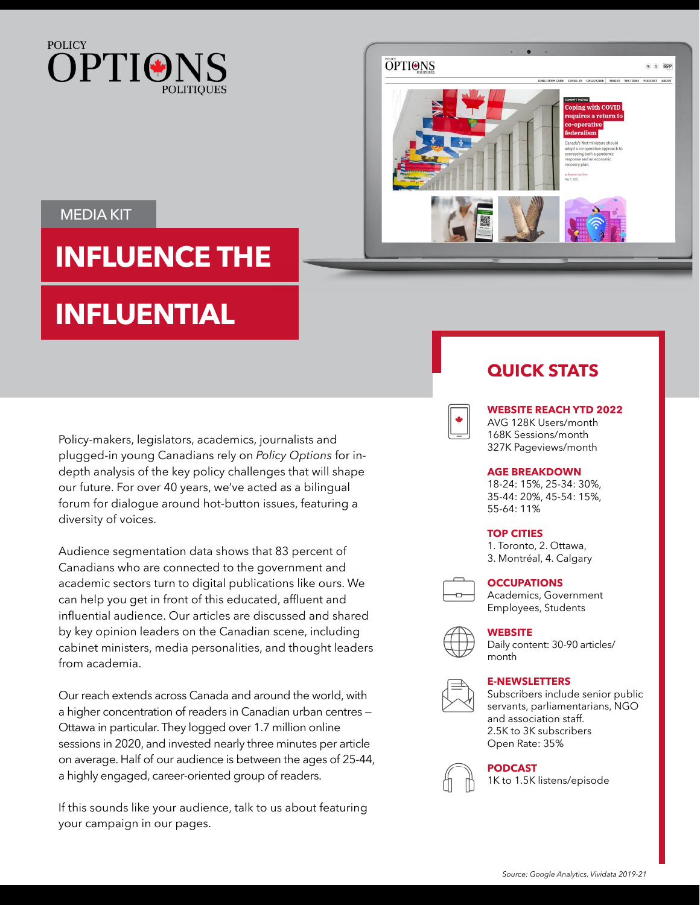POLICY OPTIONS POLITIQUES

MEDIA KIT

# INFLUENCE THE INFLUENTIAL

Policy-makers, legislators, academics, journalists and plugged-in young Canadians rely on *Policy Options* for in-depth analysis of the key policy challenges that will shape our future. For over 40 years, we've acted as a bilingual forum for dialogue around hot-button issues, featuring a diversity of voices.

Audience segmentation data shows that 83 percent of Canadians who are connected to the government and academic sectors turn to digital publications like ours. We can help you get in front of this educated, affluent and influential audience. Our articles are discussed and shared by key opinion leaders on the Canadian scene, including cabinet ministers, media personalities, and thought leaders from academia.

Our reach extends across Canada and around the world, with a higher concentration of readers in Canadian urban centres – Ottawa in particular. They logged over 1.7 million online sessions in 2020, and invested nearly three minutes per article on average. Half of our audience is between the ages of 25-44, a highly engaged, career-oriented group of readers.

If this sounds like your audience, talk to us about featuring your campaign in our pages.

## QUICK STATS

**WEBSITE REACH YTD 2022**
AVG 128K Users/month
168K Sessions/month
327K Pageviews/month

**AGE BREAKDOWN**
18-24: 15%, 25-34: 30%, 35-44: 20%, 45-54: 15%, 55-64: 11%

**TOP CITIES**
1. Toronto, 2. Ottawa, 3. Montréal, 4. Calgary

**OCCUPATIONS**
Academics, Government Employees, Students

**WEBSITE**
Daily content: 30-90 articles/month

**E-NEWSLETTERS**
Subscribers include senior public servants, parliamentarians, NGO and association staff.
2.5K to 3K subscribers
Open Rate: 35%

**PODCAST**
1K to 1.5K listens/episode

*Source: Google Analytics. Vividata 2019-21*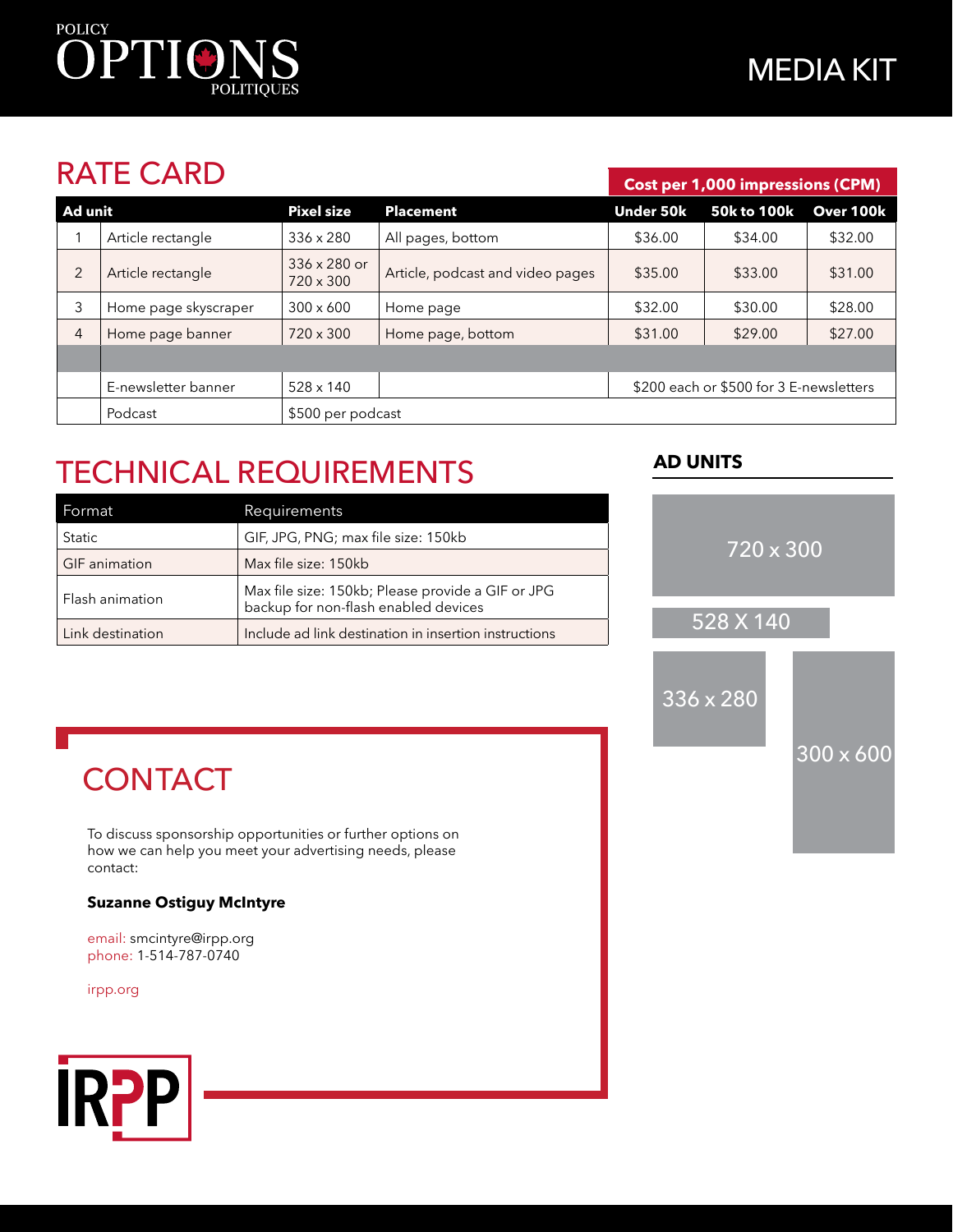# POLICY OPTIONS POLITIQUES

# MEDIA KIT

## RATE CARD

| Ad unit | | Pixel size | Placement | Cost per 1,000 impressions (CPM) | | |
|---|---|---|---|---|---|---|
| | | | | Under 50k | 50k to 100k | Over 100k |
| 1 | Article rectangle | 336 x 280 | All pages, bottom | $36.00 | $34.00 | $32.00 |
| 2 | Article rectangle | 336 x 280 or 720 x 300 | Article, podcast and video pages | $35.00 | $33.00 | $31.00 |
| 3 | Home page skyscraper | 300 x 600 | Home page | $32.00 | $30.00 | $28.00 |
| 4 | Home page banner | 720 x 300 | Home page, bottom | $31.00 | $29.00 | $27.00 |
| | | | | | | |
| | E-newsletter banner | 528 x 140 | | $200 each or $500 for 3 E-newsletters | | |
| | Podcast | $500 per podcast | | | | |

## TECHNICAL REQUIREMENTS

| Format | Requirements |
|---|---|
| Static | GIF, JPG, PNG; max file size: 150kb |
| GIF animation | Max file size: 150kb |
| Flash animation | Max file size: 150kb; Please provide a GIF or JPG backup for non-flash enabled devices |
| Link destination | Include ad link destination in insertion instructions |

### AD UNITS

720 x 300

528 X 140

336 x 280

300 x 600

## CONTACT

To discuss sponsorship opportunities or further options on how we can help you meet your advertising needs, please contact:

**Suzanne Ostiguy McIntyre**

email: smcintyre@irpp.org
phone: 1-514-787-0740

irpp.org

IRPP